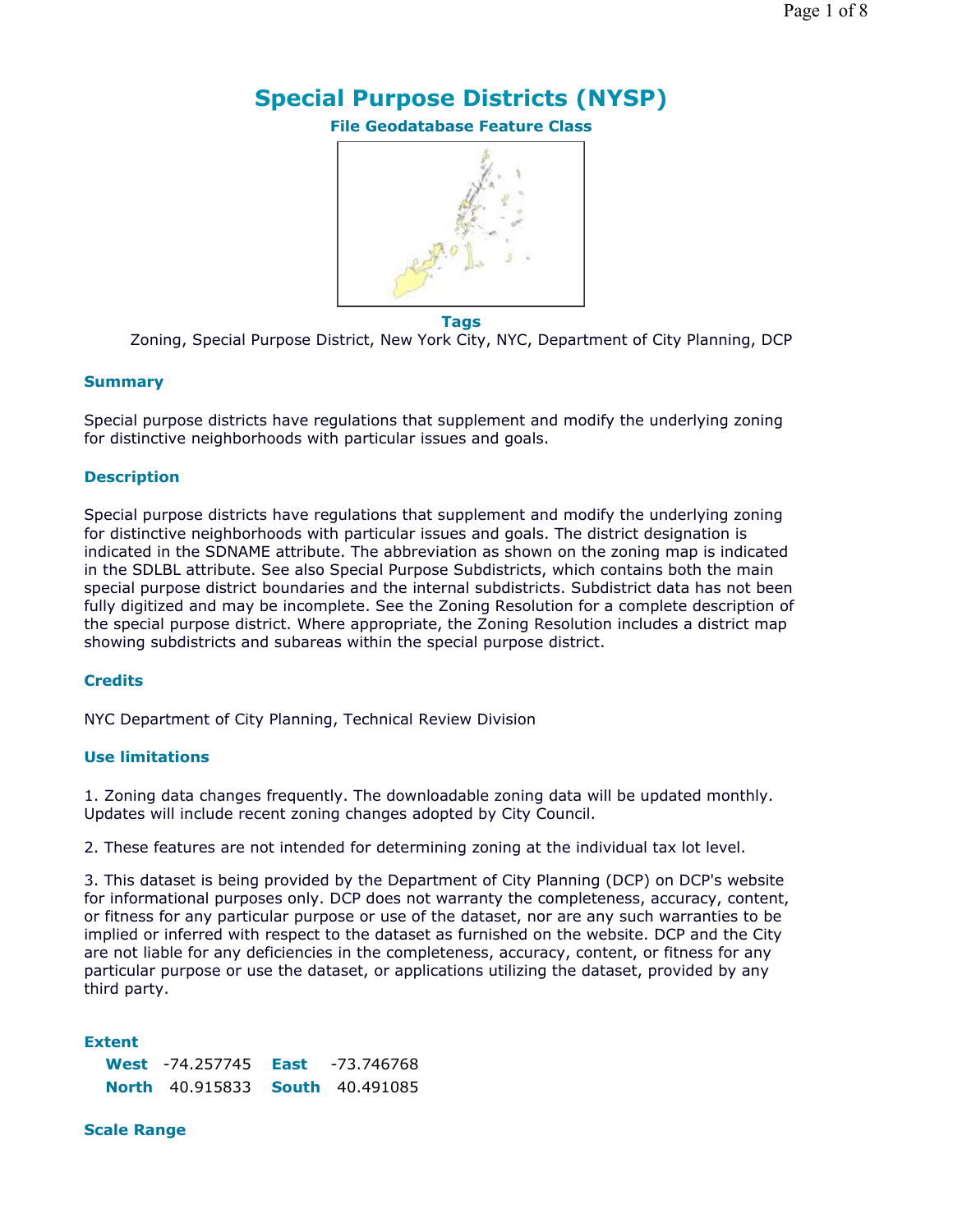# Special Purpose Districts (NYSP)

**File Geodatabase Feature Class**

**Tags**

Zoning, Special Purpose District, New York City, NYC, Department of City Planning, DCP

## Summary

Special purpose districts have regulations that supplement and modify the underlying zoning for distinctive neighborhoods with particular issues and goals.

## Description

Special purpose districts have regulations that supplement and modify the underlying zoning for distinctive neighborhoods with particular issues and goals. The district designation is indicated in the SDNAME attribute. The abbreviation as shown on the zoning map is indicated in the SDLBL attribute. See also Special Purpose Subdistricts, which contains both the main special purpose district boundaries and the internal subdistricts. Subdistrict data has not been fully digitized and may be incomplete. See the Zoning Resolution for a complete description of the special purpose district. Where appropriate, the Zoning Resolution includes a district map showing subdistricts and subareas within the special purpose district.

## Credits

NYC Department of City Planning, Technical Review Division

## Use limitations

1. Zoning data changes frequently. The downloadable zoning data will be updated monthly. Updates will include recent zoning changes adopted by City Council.

2. These features are not intended for determining zoning at the individual tax lot level.

3. This dataset is being provided by the Department of City Planning (DCP) on DCP's website for informational purposes only. DCP does not warranty the completeness, accuracy, content, or fitness for any particular purpose or use of the dataset, nor are any such warranties to be implied or inferred with respect to the dataset as furnished on the website. DCP and the City are not liable for any deficiencies in the completeness, accuracy, content, or fitness for any particular purpose or use the dataset, or applications utilizing the dataset, provided by any third party.

## Extent

| | | | |
|---|---|---|---|
| **West** | -74.257745 | **East** | -73.746768 |
| **North** | 40.915833 | **South** | 40.491085 |

## Scale Range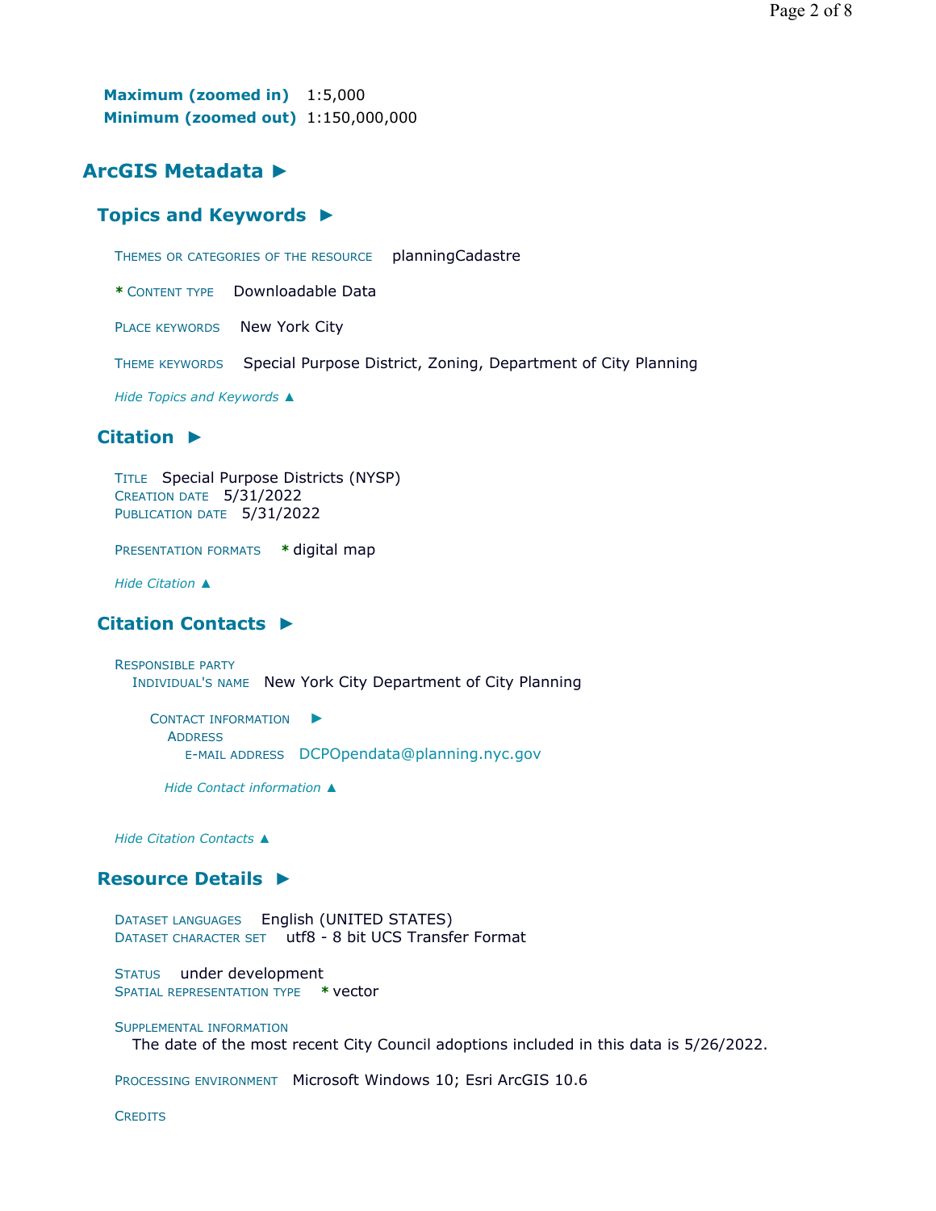**Maximum (zoomed in)** 1:5,000
**Minimum (zoomed out)** 1:150,000,000

## ArcGIS Metadata ►

### Topics and Keywords ►

THEMES OR CATEGORIES OF THE RESOURCE planningCadastre

**\*** CONTENT TYPE Downloadable Data

PLACE KEYWORDS New York City

THEME KEYWORDS Special Purpose District, Zoning, Department of City Planning

*Hide Topics and Keywords ▲*

### Citation ►

TITLE Special Purpose Districts (NYSP)
CREATION DATE 5/31/2022
PUBLICATION DATE 5/31/2022

PRESENTATION FORMATS **\*** digital map

*Hide Citation ▲*

### Citation Contacts ►

RESPONSIBLE PARTY
INDIVIDUAL'S NAME New York City Department of City Planning

CONTACT INFORMATION ►
ADDRESS
E-MAIL ADDRESS DCPOpendata@planning.nyc.gov

*Hide Contact information ▲*

*Hide Citation Contacts ▲*

### Resource Details ►

DATASET LANGUAGES English (UNITED STATES)
DATASET CHARACTER SET utf8 - 8 bit UCS Transfer Format

STATUS under development
SPATIAL REPRESENTATION TYPE **\*** vector

SUPPLEMENTAL INFORMATION
The date of the most recent City Council adoptions included in this data is 5/26/2022.

PROCESSING ENVIRONMENT Microsoft Windows 10; Esri ArcGIS 10.6

CREDITS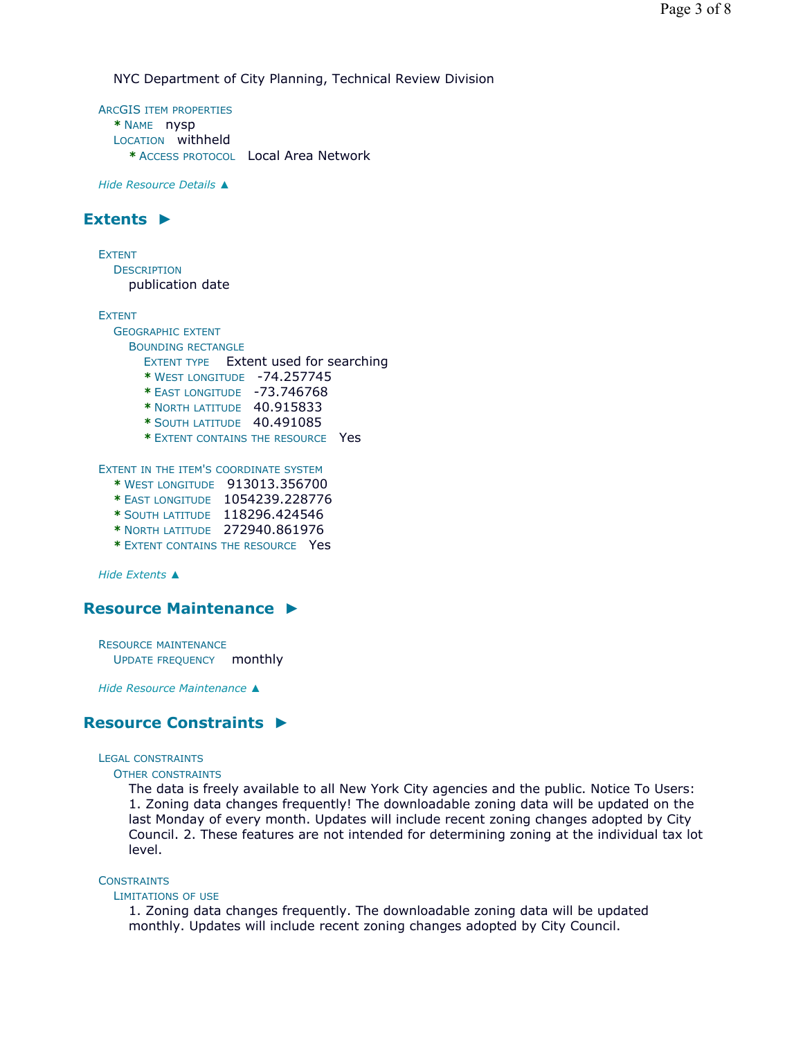NYC Department of City Planning, Technical Review Division

ArcGIS item properties
- * Name nysp
- Location withheld
  - * Access protocol Local Area Network

*Hide Resource Details ▲*

## Extents ►

Extent
- Description
  - publication date

Extent
- Geographic extent
  - Bounding rectangle
    - Extent type Extent used for searching
    - * West longitude -74.257745
    - * East longitude -73.746768
    - * North latitude 40.915833
    - * South latitude 40.491085
    - * Extent contains the resource Yes

Extent in the item's coordinate system
- * West longitude 913013.356700
- * East longitude 1054239.228776
- * South latitude 118296.424546
- * North latitude 272940.861976
- * Extent contains the resource Yes

*Hide Extents ▲*

## Resource Maintenance ►

Resource maintenance
- Update frequency monthly

*Hide Resource Maintenance ▲*

## Resource Constraints ►

Legal constraints
- Other constraints
  - The data is freely available to all New York City agencies and the public. Notice To Users: 1. Zoning data changes frequently! The downloadable zoning data will be updated on the last Monday of every month. Updates will include recent zoning changes adopted by City Council. 2. These features are not intended for determining zoning at the individual tax lot level.

Constraints
- Limitations of use
  - 1. Zoning data changes frequently. The downloadable zoning data will be updated monthly. Updates will include recent zoning changes adopted by City Council.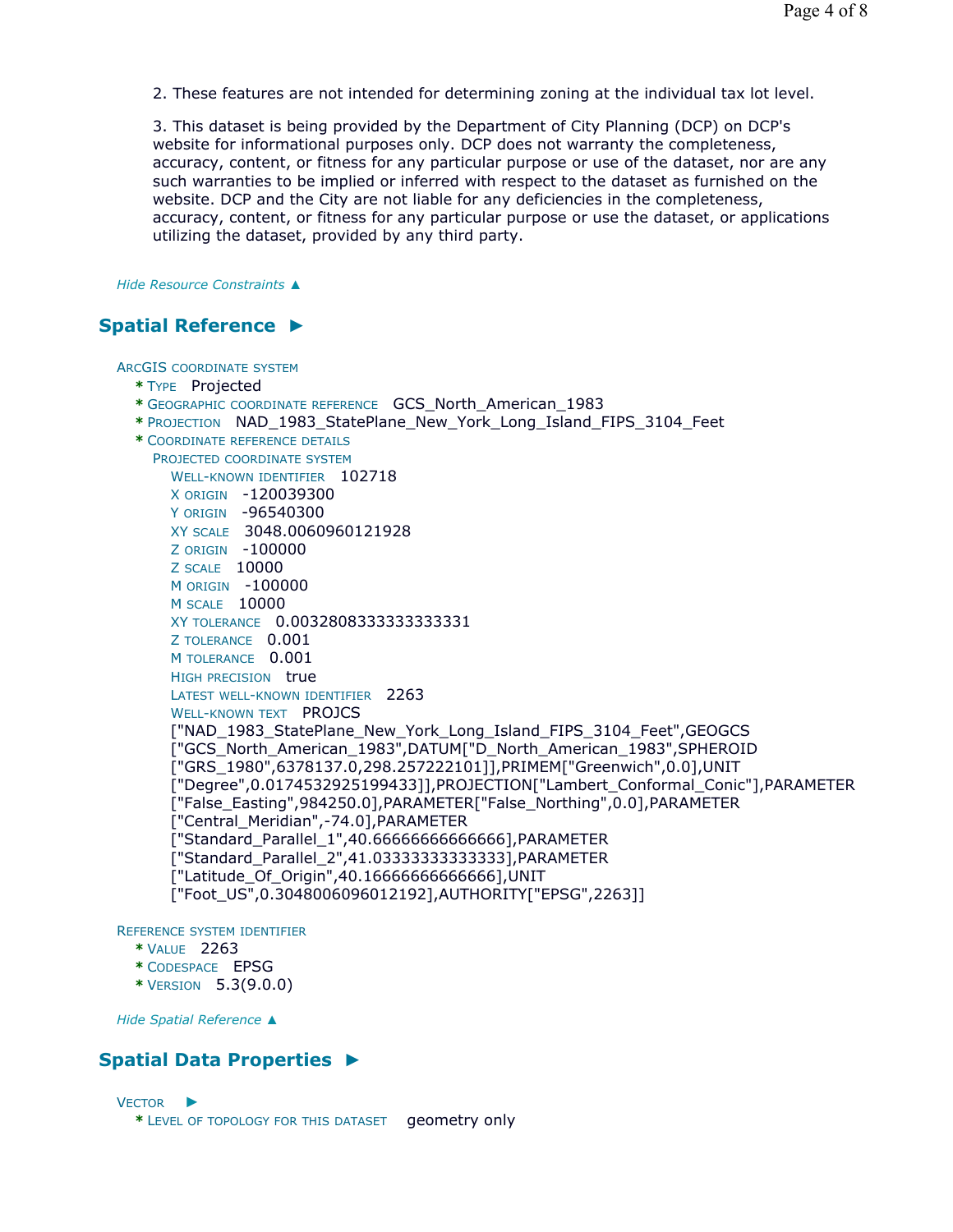2. These features are not intended for determining zoning at the individual tax lot level.

3. This dataset is being provided by the Department of City Planning (DCP) on DCP's website for informational purposes only. DCP does not warranty the completeness, accuracy, content, or fitness for any particular purpose or use of the dataset, nor are any such warranties to be implied or inferred with respect to the dataset as furnished on the website. DCP and the City are not liable for any deficiencies in the completeness, accuracy, content, or fitness for any particular purpose or use the dataset, or applications utilizing the dataset, provided by any third party.

*Hide Resource Constraints ▲*

## Spatial Reference ►

ArcGIS coordinate system
- * Type Projected
- * Geographic coordinate reference GCS_North_American_1983
- * Projection NAD_1983_StatePlane_New_York_Long_Island_FIPS_3104_Feet
- * Coordinate reference details
  - Projected coordinate system
    - Well-known identifier 102718
    - X origin -120039300
    - Y origin -96540300
    - XY scale 3048.0060960121928
    - Z origin -100000
    - Z scale 10000
    - M origin -100000
    - M scale 10000
    - XY tolerance 0.0032808333333333331
    - Z tolerance 0.001
    - M tolerance 0.001
    - High precision true
    - Latest well-known identifier 2263
    - Well-known text PROJCS ["NAD_1983_StatePlane_New_York_Long_Island_FIPS_3104_Feet",GEOGCS ["GCS_North_American_1983",DATUM["D_North_American_1983",SPHEROID ["GRS_1980",6378137.0,298.257222101]],PRIMEM["Greenwich",0.0],UNIT ["Degree",0.0174532925199433]],PROJECTION["Lambert_Conformal_Conic"],PARAMETER ["False_Easting",984250.0],PARAMETER["False_Northing",0.0],PARAMETER ["Central_Meridian",-74.0],PARAMETER ["Standard_Parallel_1",40.66666666666666],PARAMETER ["Standard_Parallel_2",41.03333333333333],PARAMETER ["Latitude_Of_Origin",40.16666666666666],UNIT ["Foot_US",0.3048006096012192],AUTHORITY["EPSG",2263]]

Reference system identifier
- * Value 2263
- * Codespace EPSG
- * Version 5.3(9.0.0)

*Hide Spatial Reference ▲*

## Spatial Data Properties ►

Vector ►
- * Level of topology for this dataset geometry only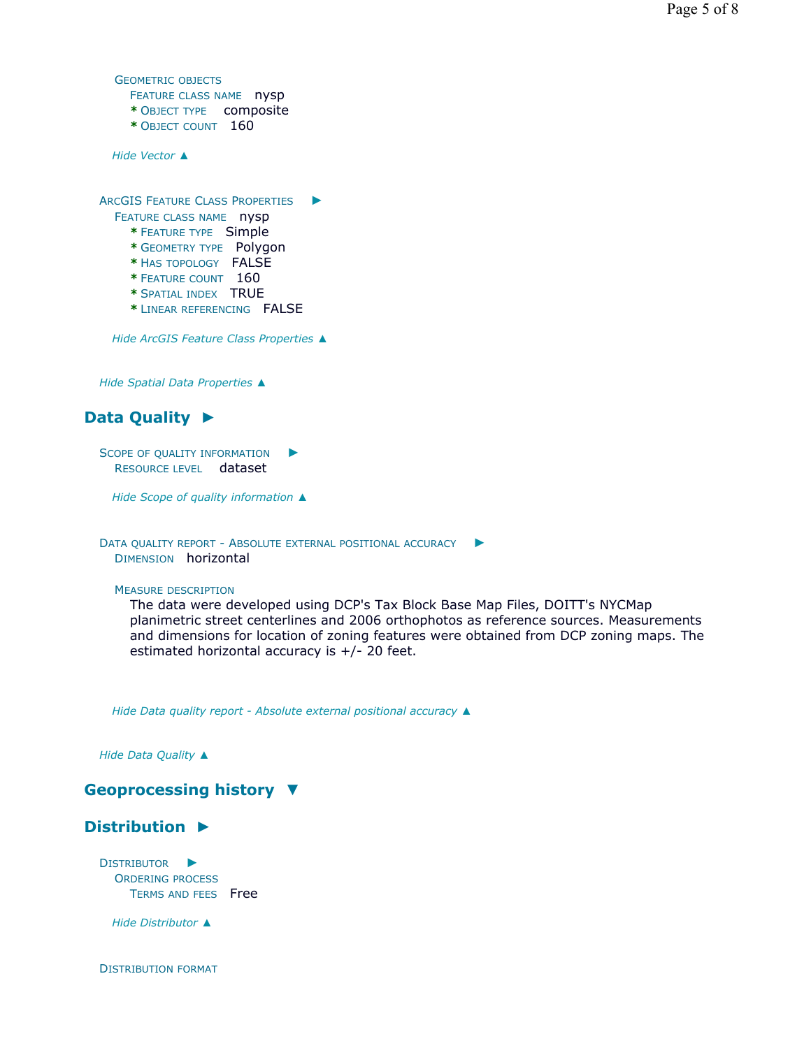Geometric objects
Feature class name nysp
* Object type composite
* Object count 160

*Hide Vector ▲*

ArcGIS Feature Class Properties ►
Feature class name nysp
* Feature type Simple
* Geometry type Polygon
* Has topology FALSE
* Feature count 160
* Spatial index TRUE
* Linear referencing FALSE

*Hide ArcGIS Feature Class Properties ▲*

*Hide Spatial Data Properties ▲*

## Data Quality ►

Scope of quality information ►
Resource level dataset

*Hide Scope of quality information ▲*

Data quality report - Absolute external positional accuracy ►
Dimension horizontal

Measure description
The data were developed using DCP's Tax Block Base Map Files, DOITT's NYCMap planimetric street centerlines and 2006 orthophotos as reference sources. Measurements and dimensions for location of zoning features were obtained from DCP zoning maps. The estimated horizontal accuracy is +/- 20 feet.

*Hide Data quality report - Absolute external positional accuracy ▲*

*Hide Data Quality ▲*

## Geoprocessing history ▼

## Distribution ►

Distributor ►
Ordering process
Terms and fees Free

*Hide Distributor ▲*

Distribution format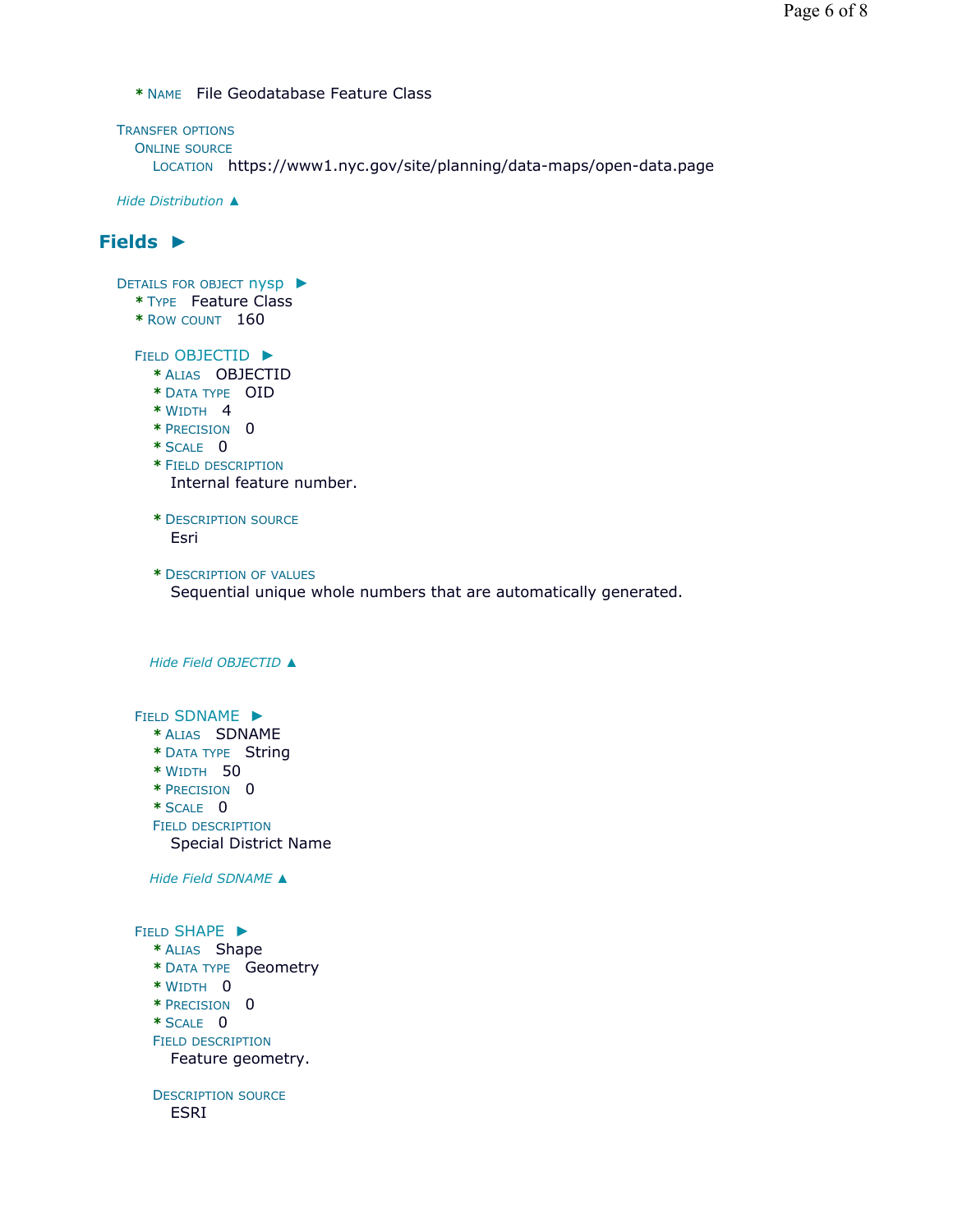* NAME File Geodatabase Feature Class

TRANSFER OPTIONS
ONLINE SOURCE
LOCATION https://www1.nyc.gov/site/planning/data-maps/open-data.page

*Hide Distribution ▲*

## Fields ►

DETAILS FOR OBJECT nysp ►
* TYPE Feature Class
* ROW COUNT 160

FIELD OBJECTID ►
* ALIAS OBJECTID
* DATA TYPE OID
* WIDTH 4
* PRECISION 0
* SCALE 0
* FIELD DESCRIPTION
Internal feature number.

* DESCRIPTION SOURCE
Esri

* DESCRIPTION OF VALUES
Sequential unique whole numbers that are automatically generated.

*Hide Field OBJECTID ▲*

FIELD SDNAME ►
* ALIAS SDNAME
* DATA TYPE String
* WIDTH 50
* PRECISION 0
* SCALE 0

FIELD DESCRIPTION
Special District Name

*Hide Field SDNAME ▲*

FIELD SHAPE ►
* ALIAS Shape
* DATA TYPE Geometry
* WIDTH 0
* PRECISION 0
* SCALE 0

FIELD DESCRIPTION
Feature geometry.

DESCRIPTION SOURCE
ESRI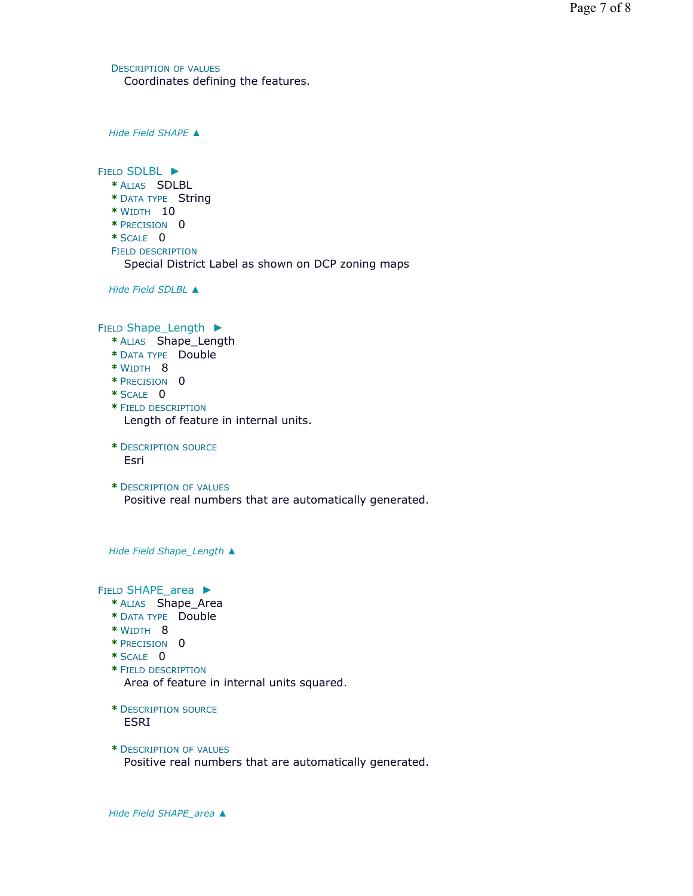Description of values
Coordinates defining the features.

*Hide Field SHAPE ▲*

Field SDLBL ►
* Alias SDLBL
* Data type String
* Width 10
* Precision 0
* Scale 0

Field description
Special District Label as shown on DCP zoning maps

*Hide Field SDLBL ▲*

Field Shape_Length ►
* Alias Shape_Length
* Data type Double
* Width 8
* Precision 0
* Scale 0
* Field description
Length of feature in internal units.

* Description source
Esri

* Description of values
Positive real numbers that are automatically generated.

*Hide Field Shape_Length ▲*

Field SHAPE_area ►
* Alias Shape_Area
* Data type Double
* Width 8
* Precision 0
* Scale 0
* Field description
Area of feature in internal units squared.

* Description source
ESRI

* Description of values
Positive real numbers that are automatically generated.

*Hide Field SHAPE_area ▲*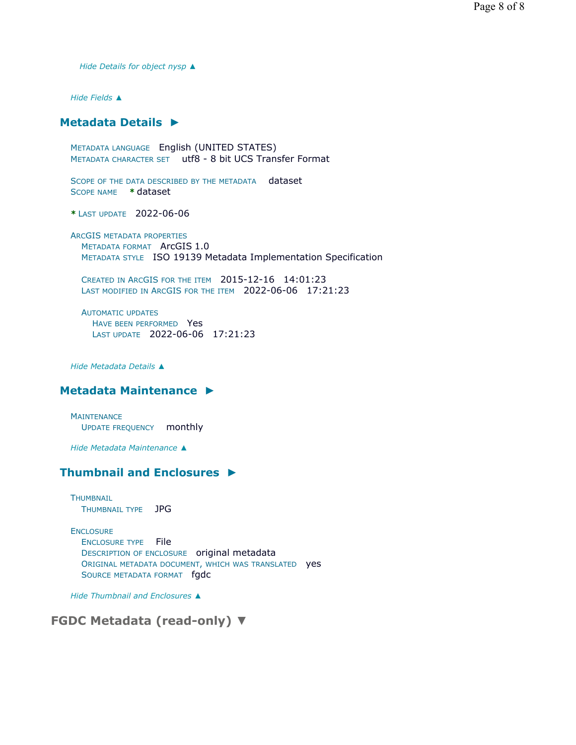*Hide Details for object nysp ▲*

*Hide Fields ▲*

## Metadata Details ►

METADATA LANGUAGE English (UNITED STATES)
METADATA CHARACTER SET utf8 - 8 bit UCS Transfer Format

SCOPE OF THE DATA DESCRIBED BY THE METADATA dataset
SCOPE NAME * dataset

* LAST UPDATE 2022-06-06

ARCGIS METADATA PROPERTIES
METADATA FORMAT ArcGIS 1.0
METADATA STYLE ISO 19139 Metadata Implementation Specification

CREATED IN ARCGIS FOR THE ITEM 2015-12-16 14:01:23
LAST MODIFIED IN ARCGIS FOR THE ITEM 2022-06-06 17:21:23

AUTOMATIC UPDATES
HAVE BEEN PERFORMED Yes
LAST UPDATE 2022-06-06 17:21:23

*Hide Metadata Details ▲*

## Metadata Maintenance ►

MAINTENANCE
UPDATE FREQUENCY monthly

*Hide Metadata Maintenance ▲*

## Thumbnail and Enclosures ►

THUMBNAIL
THUMBNAIL TYPE JPG

ENCLOSURE
ENCLOSURE TYPE File
DESCRIPTION OF ENCLOSURE original metadata
ORIGINAL METADATA DOCUMENT, WHICH WAS TRANSLATED yes
SOURCE METADATA FORMAT fgdc

*Hide Thumbnail and Enclosures ▲*

## FGDC Metadata (read-only) ▼